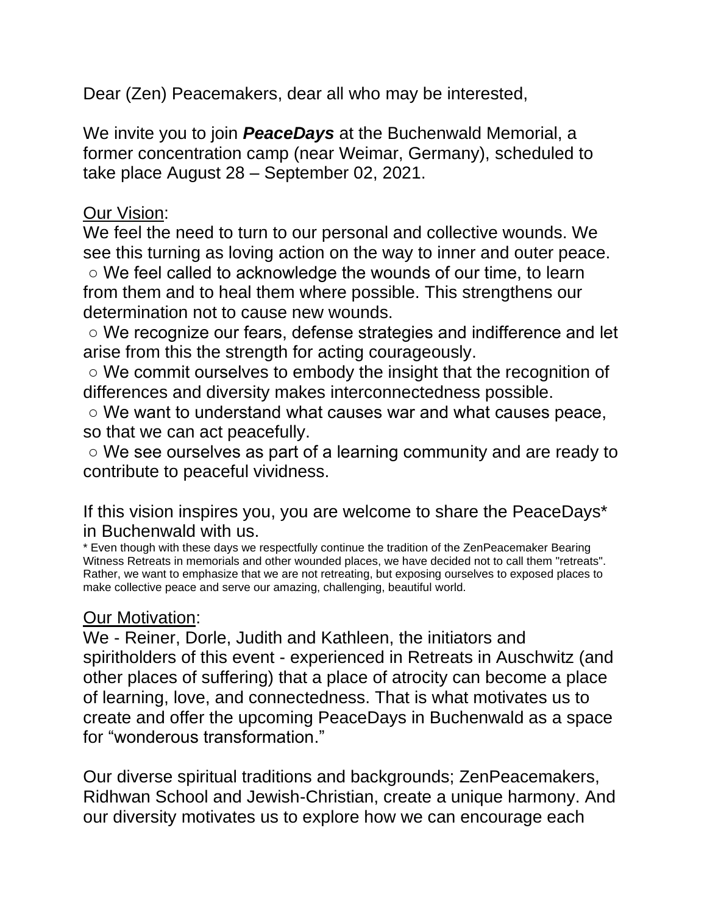Dear (Zen) Peacemakers, dear all who may be interested,

We invite you to join ***PeaceDays*** at the Buchenwald Memorial, a former concentration camp (near Weimar, Germany), scheduled to take place August 28 – September 02, 2021.

Our Vision:

We feel the need to turn to our personal and collective wounds. We see this turning as loving action on the way to inner and outer peace.

- We feel called to acknowledge the wounds of our time, to learn from them and to heal them where possible. This strengthens our determination not to cause new wounds.
- We recognize our fears, defense strategies and indifference and let arise from this the strength for acting courageously.
- We commit ourselves to embody the insight that the recognition of differences and diversity makes interconnectedness possible.
- We want to understand what causes war and what causes peace, so that we can act peacefully.
- We see ourselves as part of a learning community and are ready to contribute to peaceful vividness.

If this vision inspires you, you are welcome to share the PeaceDays* in Buchenwald with us.

* Even though with these days we respectfully continue the tradition of the ZenPeacemaker Bearing Witness Retreats in memorials and other wounded places, we have decided not to call them "retreats". Rather, we want to emphasize that we are not retreating, but exposing ourselves to exposed places to make collective peace and serve our amazing, challenging, beautiful world.

Our Motivation:

We - Reiner, Dorle, Judith and Kathleen, the initiators and spiritholders of this event - experienced in Retreats in Auschwitz (and other places of suffering) that a place of atrocity can become a place of learning, love, and connectedness. That is what motivates us to create and offer the upcoming PeaceDays in Buchenwald as a space for "wonderous transformation."

Our diverse spiritual traditions and backgrounds; ZenPeacemakers, Ridhwan School and Jewish-Christian, create a unique harmony. And our diversity motivates us to explore how we can encourage each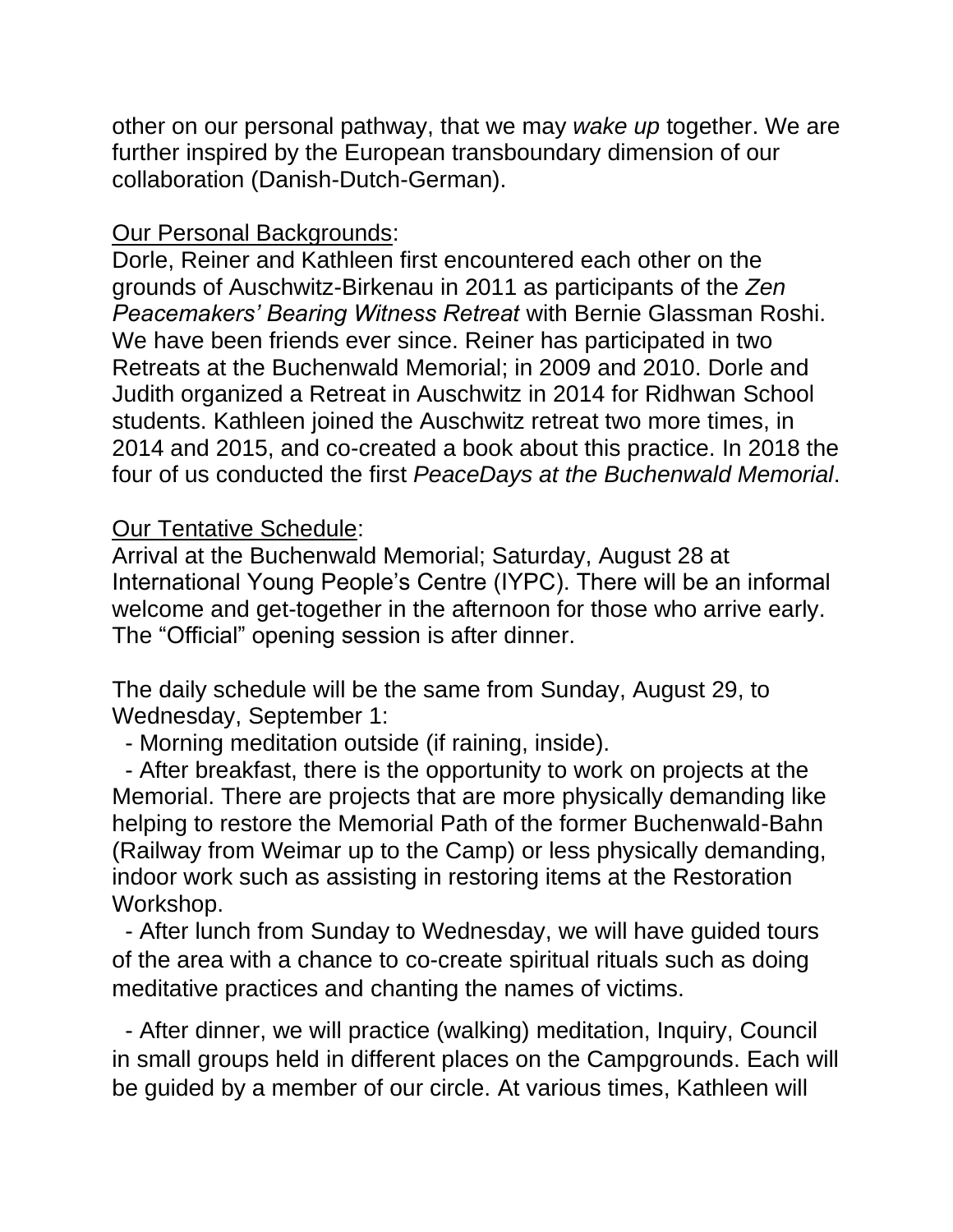other on our personal pathway, that we may *wake up* together. We are further inspired by the European transboundary dimension of our collaboration (Danish-Dutch-German).

Our Personal Backgrounds:

Dorle, Reiner and Kathleen first encountered each other on the grounds of Auschwitz-Birkenau in 2011 as participants of the *Zen Peacemakers' Bearing Witness Retreat* with Bernie Glassman Roshi. We have been friends ever since. Reiner has participated in two Retreats at the Buchenwald Memorial; in 2009 and 2010. Dorle and Judith organized a Retreat in Auschwitz in 2014 for Ridhwan School students. Kathleen joined the Auschwitz retreat two more times, in 2014 and 2015, and co-created a book about this practice. In 2018 the four of us conducted the first *PeaceDays at the Buchenwald Memorial*.

Our Tentative Schedule:

Arrival at the Buchenwald Memorial; Saturday, August 28 at International Young People's Centre (IYPC). There will be an informal welcome and get-together in the afternoon for those who arrive early. The "Official" opening session is after dinner.

The daily schedule will be the same from Sunday, August 29, to Wednesday, September 1:

- Morning meditation outside (if raining, inside).
- After breakfast, there is the opportunity to work on projects at the Memorial. There are projects that are more physically demanding like helping to restore the Memorial Path of the former Buchenwald-Bahn (Railway from Weimar up to the Camp) or less physically demanding, indoor work such as assisting in restoring items at the Restoration Workshop.
- After lunch from Sunday to Wednesday, we will have guided tours of the area with a chance to co-create spiritual rituals such as doing meditative practices and chanting the names of victims.
- After dinner, we will practice (walking) meditation, Inquiry, Council in small groups held in different places on the Campgrounds. Each will be guided by a member of our circle. At various times, Kathleen will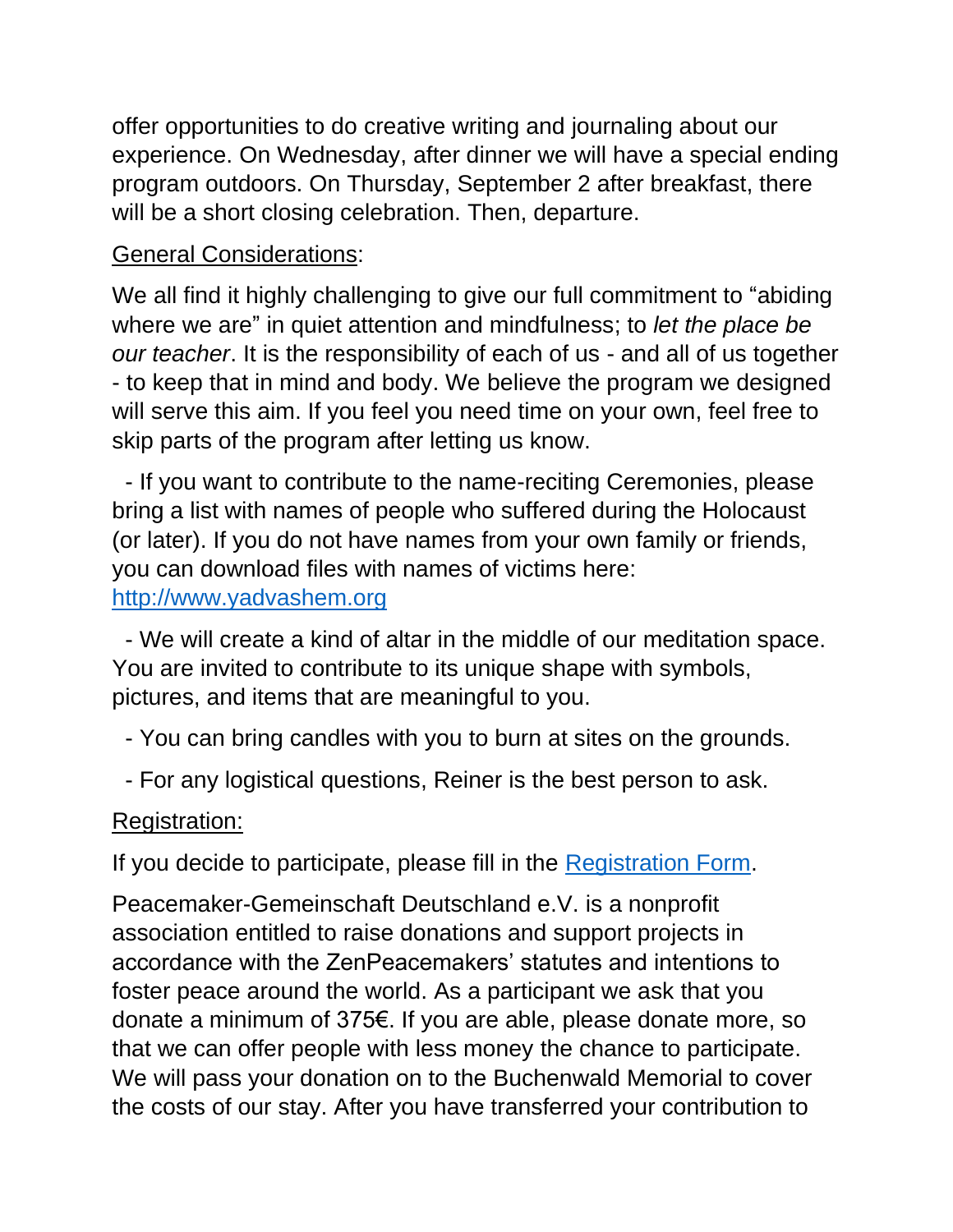offer opportunities to do creative writing and journaling about our experience. On Wednesday, after dinner we will have a special ending program outdoors. On Thursday, September 2 after breakfast, there will be a short closing celebration. Then, departure.

General Considerations:

We all find it highly challenging to give our full commitment to "abiding where we are" in quiet attention and mindfulness; to *let the place be our teacher*. It is the responsibility of each of us - and all of us together - to keep that in mind and body. We believe the program we designed will serve this aim. If you feel you need time on your own, feel free to skip parts of the program after letting us know.

- If you want to contribute to the name-reciting Ceremonies, please bring a list with names of people who suffered during the Holocaust (or later). If you do not have names from your own family or friends, you can download files with names of victims here: [http://www.yadvashem.org](http://www.yadvashem.org)

- We will create a kind of altar in the middle of our meditation space. You are invited to contribute to its unique shape with symbols, pictures, and items that are meaningful to you.

- You can bring candles with you to burn at sites on the grounds.

- For any logistical questions, Reiner is the best person to ask.

Registration:

If you decide to participate, please fill in the [Registration Form](#).

Peacemaker-Gemeinschaft Deutschland e.V. is a nonprofit association entitled to raise donations and support projects in accordance with the ZenPeacemakers' statutes and intentions to foster peace around the world. As a participant we ask that you donate a minimum of 375€. If you are able, please donate more, so that we can offer people with less money the chance to participate. We will pass your donation on to the Buchenwald Memorial to cover the costs of our stay. After you have transferred your contribution to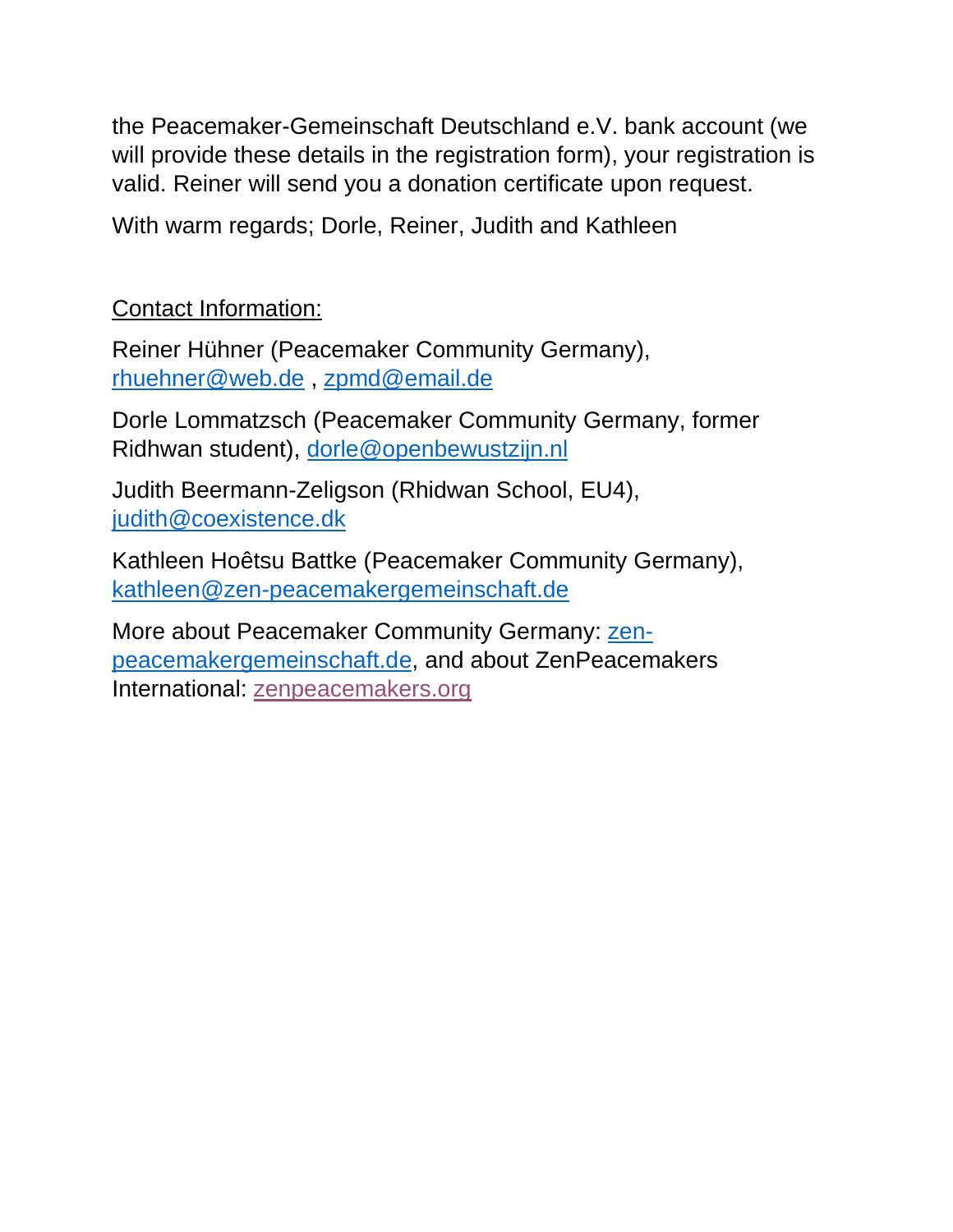the Peacemaker-Gemeinschaft Deutschland e.V. bank account (we will provide these details in the registration form), your registration is valid. Reiner will send you a donation certificate upon request.

With warm regards; Dorle, Reiner, Judith and Kathleen

<u>Contact Information:</u>

Reiner Hühner (Peacemaker Community Germany), rhuehner@web.de , zpmd@email.de

Dorle Lommatzsch (Peacemaker Community Germany, former Ridhwan student), dorle@openbewustzijn.nl

Judith Beermann-Zeligson (Rhidwan School, EU4), judith@coexistence.dk

Kathleen Hoêtsu Battke (Peacemaker Community Germany), kathleen@zen-peacemakergemeinschaft.de

More about Peacemaker Community Germany: zen-peacemakergemeinschaft.de, and about ZenPeacemakers International: zenpeacemakers.org